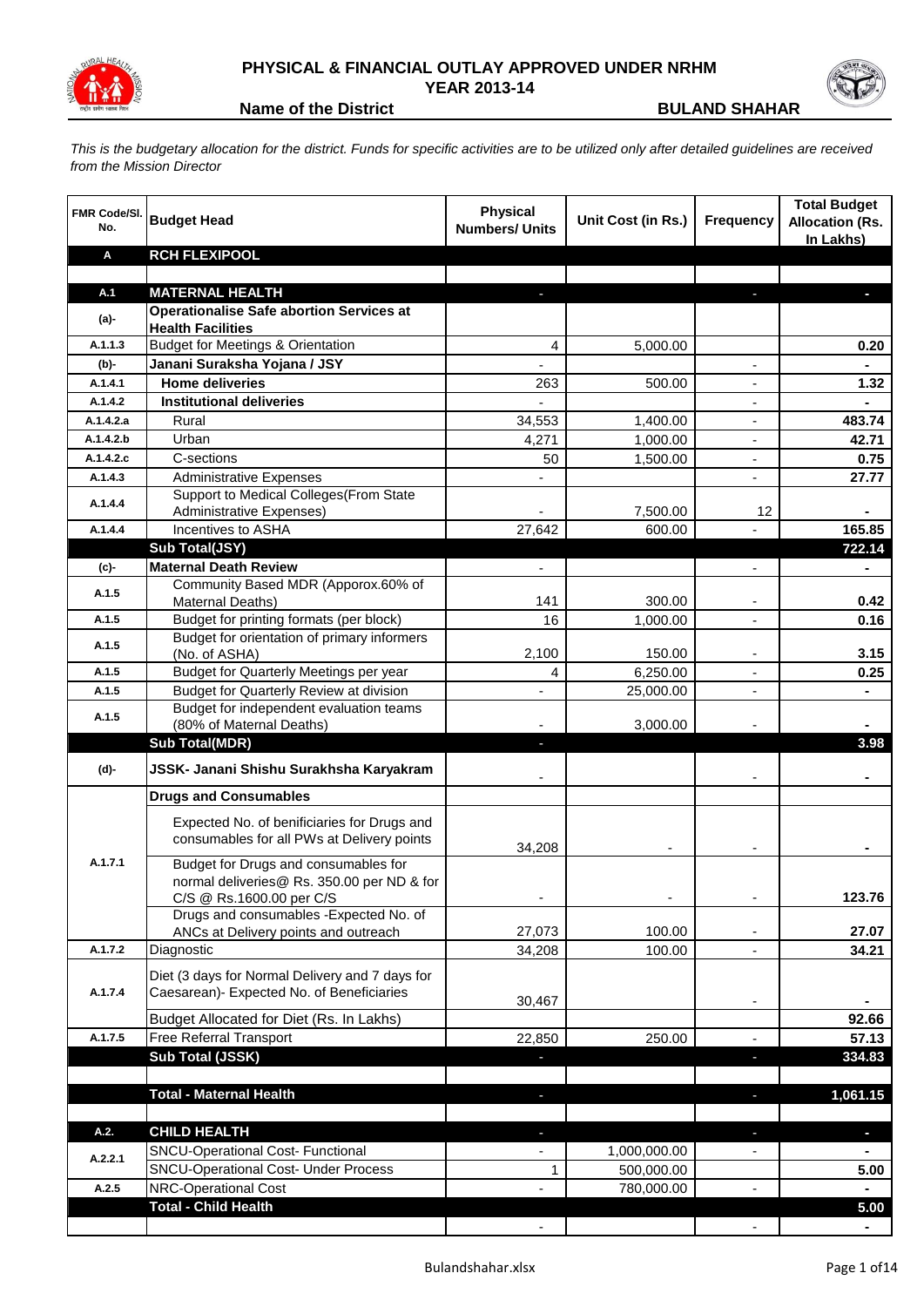# PHYSICAL & FINANCIAL OUTLAY APPROVED UNDER NRHM

## YEAR 2013-14

**Name of the District** **BULAND SHAHAR**

*This is the budgetary allocation for the district. Funds for specific activities are to be utilized only after detailed guidelines are received from the Mission Director*

| FMR Code/Sl. No. | Budget Head | Physical Numbers/ Units | Unit Cost (in Rs.) | Frequency | Total Budget Allocation (Rs. In Lakhs) |
|---|---|---|---|---|---|
| **A** | **RCH FLEXIPOOL** | | | | |
| | | | | | |
| **A.1** | **MATERNAL HEALTH** | - | | - | - |
| **(a)-** | **Operationalise Safe abortion Services at Health Facilities** | | | | |
| A.1.1.3 | Budget for Meetings & Orientation | 4 | 5,000.00 | | 0.20 |
| **(b)-** | **Janani Suraksha Yojana / JSY** | - | | - | - |
| A.1.4.1 | **Home deliveries** | 263 | 500.00 | - | 1.32 |
| A.1.4.2 | **Institutional deliveries** | - | | - | - |
| A.1.4.2.a | Rural | 34,553 | 1,400.00 | - | 483.74 |
| A.1.4.2.b | Urban | 4,271 | 1,000.00 | - | 42.71 |
| A.1.4.2.c | C-sections | 50 | 1,500.00 | - | 0.75 |
| A.1.4.3 | Administrative Expenses | - | | - | 27.77 |
| A.1.4.4 | Support to Medical Colleges(From State Administrative Expenses) | - | 7,500.00 | 12 | - |
| A.1.4.4 | Incentives to ASHA | 27,642 | 600.00 | - | 165.85 |
| | **Sub Total(JSY)** | | | | **722.14** |
| **(c)-** | **Maternal Death Review** | - | | - | - |
| A.1.5 | Community Based MDR (Apporox.60% of Maternal Deaths) | 141 | 300.00 | - | 0.42 |
| A.1.5 | Budget for printing formats (per block) | 16 | 1,000.00 | - | 0.16 |
| A.1.5 | Budget for orientation of primary informers (No. of ASHA) | 2,100 | 150.00 | - | 3.15 |
| A.1.5 | Budget for Quarterly Meetings per year | 4 | 6,250.00 | - | 0.25 |
| A.1.5 | Budget for Quarterly Review at division | - | 25,000.00 | - | - |
| A.1.5 | Budget for independent evaluation teams (80% of Maternal Deaths) | - | 3,000.00 | - | - |
| | **Sub Total(MDR)** | - | | | **3.98** |
| **(d)-** | **JSSK- Janani Shishu Surakhsha Karyakram** | - | | - | - |
| | **Drugs and Consumables** | | | | |
| A.1.7.1 | Expected No. of benificiaries for Drugs and consumables for all PWs at Delivery points | 34,208 | - | - | - |
| | Budget for Drugs and consumables for normal deliveries@ Rs. 350.00 per ND & for C/S @ Rs.1600.00 per C/S | - | - | - | 123.76 |
| | Drugs and consumables -Expected No. of ANCs at Delivery points and outreach | 27,073 | 100.00 | - | 27.07 |
| A.1.7.2 | Diagnostic | 34,208 | 100.00 | - | 34.21 |
| A.1.7.4 | Diet (3 days for Normal Delivery and 7 days for Caesarean)- Expected No. of Beneficiaries | 30,467 | | - | - |
| | Budget Allocated for Diet (Rs. In Lakhs) | | | | 92.66 |
| A.1.7.5 | Free Referral Transport | 22,850 | 250.00 | - | 57.13 |
| | **Sub Total (JSSK)** | - | | - | **334.83** |
| | | | | | |
| | **Total - Maternal Health** | - | | - | **1,061.15** |
| | | | | | |
| **A.2.** | **CHILD HEALTH** | - | | - | - |
| A.2.2.1 | SNCU-Operational Cost- Functional | - | 1,000,000.00 | - | - |
| | SNCU-Operational Cost- Under Process | 1 | 500,000.00 | | 5.00 |
| A.2.5 | NRC-Operational Cost | - | 780,000.00 | - | - |
| | **Total - Child Health** | | | | **5.00** |
| | | - | | - | - |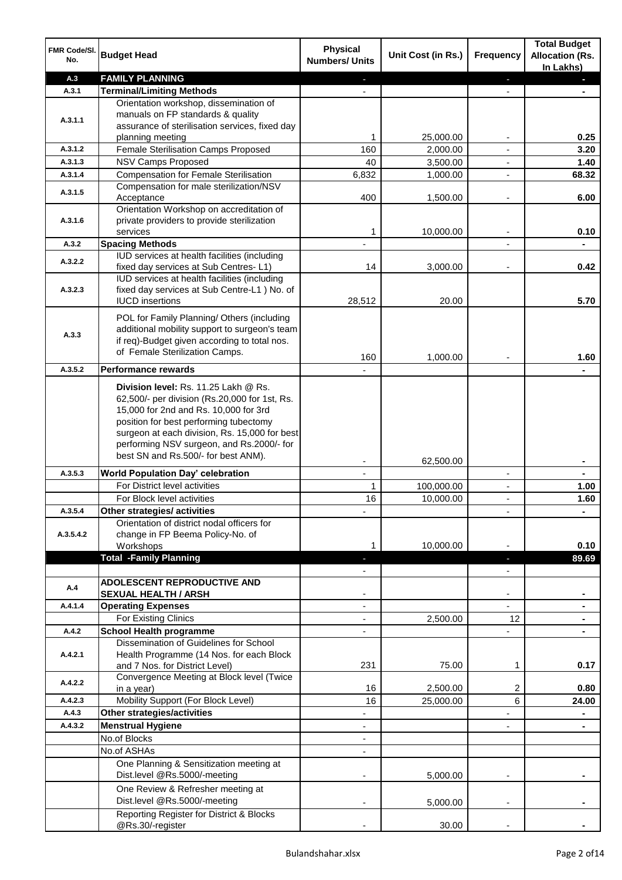| FMR Code/Sl. No. | Budget Head | Physical Numbers/ Units | Unit Cost (in Rs.) | Frequency | Total Budget Allocation (Rs. In Lakhs) |
|---|---|---|---|---|---|
| A.3 | **FAMILY PLANNING** | - | | - | - |
| A.3.1 | **Terminal/Limiting Methods** | - | | - | - |
| A.3.1.1 | Orientation workshop, dissemination of manuals on FP standards & quality assurance of sterilisation services, fixed day planning meeting | 1 | 25,000.00 | - | 0.25 |
| A.3.1.2 | Female Sterilisation Camps Proposed | 160 | 2,000.00 | - | 3.20 |
| A.3.1.3 | NSV Camps Proposed | 40 | 3,500.00 | - | 1.40 |
| A.3.1.4 | Compensation for Female Sterilisation | 6,832 | 1,000.00 | - | 68.32 |
| A.3.1.5 | Compensation for male sterilization/NSV Acceptance | 400 | 1,500.00 | - | 6.00 |
| A.3.1.6 | Orientation Workshop on accreditation of private providers to provide sterilization services | 1 | 10,000.00 | - | 0.10 |
| A.3.2 | **Spacing Methods** | - | | - | - |
| A.3.2.2 | IUD services at health facilities (including fixed day services at Sub Centres- L1) | 14 | 3,000.00 | - | 0.42 |
| A.3.2.3 | IUD services at health facilities (including fixed day services at Sub Centre-L1 ) No. of IUCD insertions | 28,512 | 20.00 | | 5.70 |
| A.3.3 | POL for Family Planning/ Others (including additional mobility support to surgeon's team if req)-Budget given according to total nos. of Female Sterilization Camps. | 160 | 1,000.00 | - | 1.60 |
| A.3.5.2 | **Performance rewards** | - | | | - |
| | **Division level:** Rs. 11.25 Lakh @ Rs. 62,500/- per division (Rs.20,000 for 1st, Rs. 15,000 for 2nd and Rs. 10,000 for 3rd position for best performing tubectomy surgeon at each division, Rs. 15,000 for best performing NSV surgeon, and Rs.2000/- for best SN and Rs.500/- for best ANM). | - | 62,500.00 | | - |
| A.3.5.3 | **World Population Day' celebration** | - | | - | - |
| | For District level activities | 1 | 100,000.00 | - | 1.00 |
| | For Block level activities | 16 | 10,000.00 | - | 1.60 |
| A.3.5.4 | **Other strategies/ activities** | - | | - | - |
| A.3.5.4.2 | Orientation of district nodal officers for change in FP Beema Policy-No. of Workshops | 1 | 10,000.00 | - | 0.10 |
| | **Total -Family Planning** | - | | - | **89.69** |
| | | - | | - | |
| A.4 | **ADOLESCENT REPRODUCTIVE AND SEXUAL HEALTH / ARSH** | - | | - | - |
| A.4.1.4 | **Operating Expenses** | - | | - | - |
| | For Existing Clinics | - | 2,500.00 | 12 | - |
| A.4.2 | **School Health programme** | - | | - | - |
| A.4.2.1 | Dissemination of Guidelines for School Health Programme (14 Nos. for each Block and 7 Nos. for District Level) | 231 | 75.00 | 1 | 0.17 |
| A.4.2.2 | Convergence Meeting at Block level (Twice in a year) | 16 | 2,500.00 | 2 | 0.80 |
| A.4.2.3 | Mobility Support (For Block Level) | 16 | 25,000.00 | 6 | 24.00 |
| A.4.3 | **Other strategies/activities** | - | | - | - |
| A.4.3.2 | **Menstrual Hygiene** | - | | - | - |
| | No.of Blocks | - | | | |
| | No.of ASHAs | - | | | |
| | One Planning & Sensitization meeting at Dist.level @Rs.5000/-meeting | - | 5,000.00 | - | - |
| | One Review & Refresher meeting at Dist.level @Rs.5000/-meeting | - | 5,000.00 | - | - |
| | Reporting Register for District & Blocks @Rs.30/-register | - | 30.00 | - | - |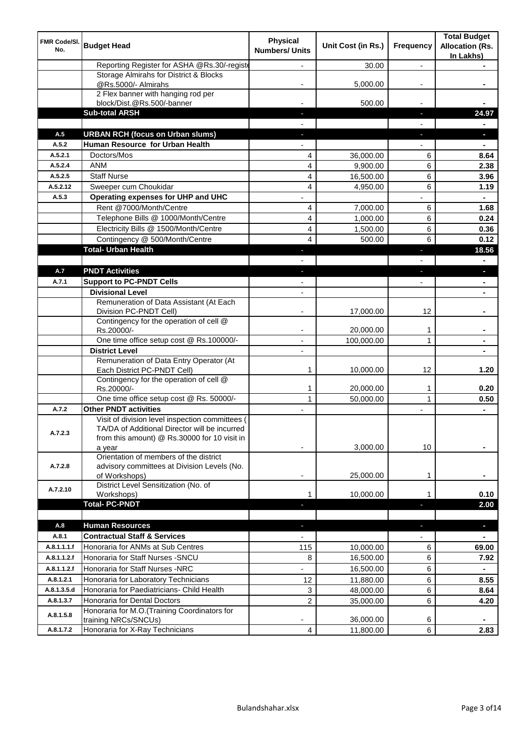| FMR Code/Sl. No. | Budget Head | Physical Numbers/ Units | Unit Cost (in Rs.) | Frequency | Total Budget Allocation (Rs. In Lakhs) |
|---|---|---|---|---|---|
| | Reporting Register for ASHA @Rs.30/-registe | - | 30.00 | - | - |
| | Storage Almirahs for District & Blocks @Rs.5000/- Almirahs | - | 5,000.00 | - | - |
| | 2 Flex banner with hanging rod per block/Dist.@Rs.500/-banner | - | 500.00 | - | - |
| | **Sub-total ARSH** | - | | - | **24.97** |
| | | - | | - | - |
| **A.5** | **URBAN RCH (focus on Urban slums)** | - | | - | - |
| **A.5.2** | **Human Resource for Urban Health** | - | | - | - |
| A.5.2.1 | Doctors/Mos | 4 | 36,000.00 | 6 | **8.64** |
| A.5.2.4 | ANM | 4 | 9,900.00 | 6 | **2.38** |
| A.5.2.5 | Staff Nurse | 4 | 16,500.00 | 6 | **3.96** |
| A.5.2.12 | Sweeper cum Choukidar | 4 | 4,950.00 | 6 | **1.19** |
| **A.5.3** | **Operating expenses for UHP and UHC** | - | | - | - |
| | Rent @7000/Month/Centre | 4 | 7,000.00 | 6 | **1.68** |
| | Telephone Bills @ 1000/Month/Centre | 4 | 1,000.00 | 6 | **0.24** |
| | Electricity Bills @ 1500/Month/Centre | 4 | 1,500.00 | 6 | **0.36** |
| | Contingency @ 500/Month/Centre | 4 | 500.00 | 6 | **0.12** |
| | **Total- Urban Health** | - | | - | **18.56** |
| | | - | | - | - |
| **A.7** | **PNDT Activities** | - | | - | - |
| **A.7.1** | **Support to PC-PNDT Cells** | - | | - | - |
| | **Divisional Level** | - | | | - |
| | Remuneration of Data Assistant (At Each Division PC-PNDT Cell) | - | 17,000.00 | 12 | - |
| | Contingency for the operation of cell @ Rs.20000/- | - | 20,000.00 | 1 | - |
| | One time office setup cost @ Rs.100000/- | - | 100,000.00 | 1 | - |
| | **District Level** | - | | | - |
| | Remuneration of Data Entry Operator (At Each District PC-PNDT Cell) | 1 | 10,000.00 | 12 | **1.20** |
| | Contingency for the operation of cell @ Rs.20000/- | 1 | 20,000.00 | 1 | **0.20** |
| | One time office setup cost @ Rs. 50000/- | 1 | 50,000.00 | 1 | **0.50** |
| **A.7.2** | **Other PNDT activities** | - | | - | - |
| A.7.2.3 | Visit of division level inspection committees ( TA/DA of Additional Director will be incurred from this amount) @ Rs.30000 for 10 visit in a year | - | 3,000.00 | 10 | - |
| A.7.2.8 | Orientation of members of the district advisory committees at Division Levels (No. of Workshops) | - | 25,000.00 | 1 | - |
| A.7.2.10 | District Level Sensitization (No. of Workshops) | 1 | 10,000.00 | 1 | **0.10** |
| | **Total- PC-PNDT** | - | | - | **2.00** |
| | | | | | |
| **A.8** | **Human Resources** | - | | - | - |
| **A.8.1** | **Contractual Staff & Services** | - | | - | - |
| A.8.1.1.1.f | Honoraria for ANMs at Sub Centres | 115 | 10,000.00 | 6 | **69.00** |
| A.8.1.1.2.f | Honoraria for Staff Nurses -SNCU | 8 | 16,500.00 | 6 | **7.92** |
| A.8.1.1.2.f | Honoraria for Staff Nurses -NRC | - | 16,500.00 | 6 | - |
| A.8.1.2.1 | Honoraria for Laboratory Technicians | 12 | 11,880.00 | 6 | **8.55** |
| A.8.1.3.5.d | Honoraria for Paediatricians- Child Health | 3 | 48,000.00 | 6 | **8.64** |
| A.8.1.3.7 | Honoraria for Dental Doctors | 2 | 35,000.00 | 6 | **4.20** |
| A.8.1.5.8 | Honoraria for M.O.(Training Coordinators for training NRCs/SNCUs) | - | 36,000.00 | 6 | - |
| A.8.1.7.2 | Honoraria for X-Ray Technicians | 4 | 11,800.00 | 6 | **2.83** |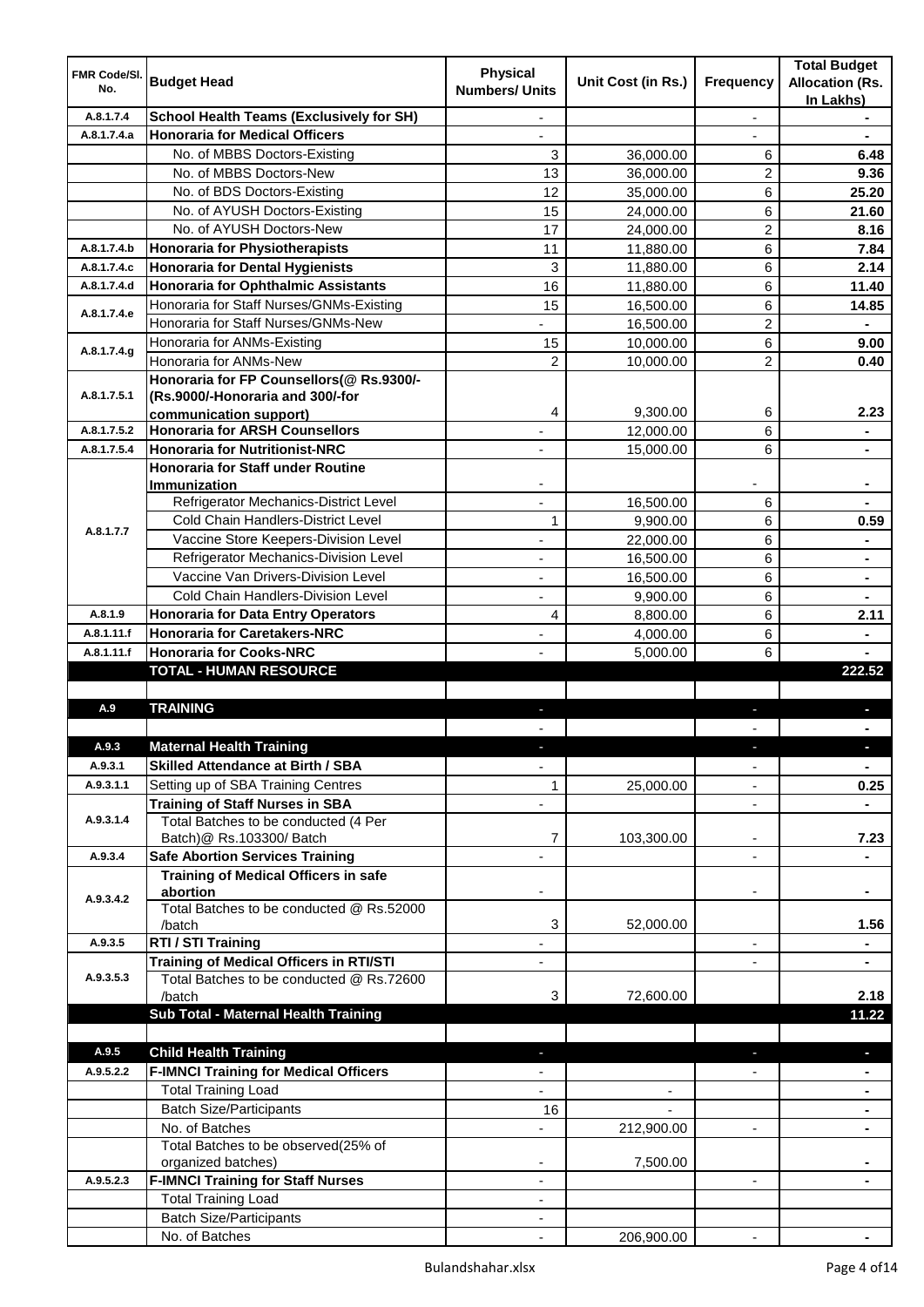| FMR Code/Sl. No. | Budget Head | Physical Numbers/ Units | Unit Cost (in Rs.) | Frequency | Total Budget Allocation (Rs. In Lakhs) |
|---|---|---|---|---|---|
| A.8.1.7.4 | **School Health Teams (Exclusively for SH)** | - | | - | - |
| A.8.1.7.4.a | **Honoraria for Medical Officers** | - | | - | - |
| | No. of MBBS Doctors-Existing | 3 | 36,000.00 | 6 | **6.48** |
| | No. of MBBS Doctors-New | 13 | 36,000.00 | 2 | **9.36** |
| | No. of BDS Doctors-Existing | 12 | 35,000.00 | 6 | **25.20** |
| | No. of AYUSH Doctors-Existing | 15 | 24,000.00 | 6 | **21.60** |
| | No. of AYUSH Doctors-New | 17 | 24,000.00 | 2 | **8.16** |
| A.8.1.7.4.b | **Honoraria for Physiotherapists** | 11 | 11,880.00 | 6 | **7.84** |
| A.8.1.7.4.c | **Honoraria for Dental Hygienists** | 3 | 11,880.00 | 6 | **2.14** |
| A.8.1.7.4.d | **Honoraria for Ophthalmic Assistants** | 16 | 11,880.00 | 6 | **11.40** |
| A.8.1.7.4.e | Honoraria for Staff Nurses/GNMs-Existing | 15 | 16,500.00 | 6 | **14.85** |
| | Honoraria for Staff Nurses/GNMs-New | - | 16,500.00 | 2 | - |
| A.8.1.7.4.g | Honoraria for ANMs-Existing | 15 | 10,000.00 | 6 | **9.00** |
| | Honoraria for ANMs-New | 2 | 10,000.00 | 2 | **0.40** |
| A.8.1.7.5.1 | **Honoraria for FP Counsellors(@ Rs.9300/- (Rs.9000/-Honoraria and 300/-for communication support)** | 4 | 9,300.00 | 6 | **2.23** |
| A.8.1.7.5.2 | **Honoraria for ARSH Counsellors** | - | 12,000.00 | 6 | - |
| A.8.1.7.5.4 | **Honoraria for Nutritionist-NRC** | - | 15,000.00 | 6 | - |
| A.8.1.7.7 | **Honoraria for Staff under Routine Immunization** | - | | - | - |
| | Refrigerator Mechanics-District Level | - | 16,500.00 | 6 | - |
| | Cold Chain Handlers-District Level | 1 | 9,900.00 | 6 | **0.59** |
| | Vaccine Store Keepers-Division Level | - | 22,000.00 | 6 | - |
| | Refrigerator Mechanics-Division Level | - | 16,500.00 | 6 | - |
| | Vaccine Van Drivers-Division Level | - | 16,500.00 | 6 | - |
| | Cold Chain Handlers-Division Level | - | 9,900.00 | 6 | - |
| A.8.1.9 | **Honoraria for Data Entry Operators** | 4 | 8,800.00 | 6 | **2.11** |
| A.8.1.11.f | **Honoraria for Caretakers-NRC** | - | 4,000.00 | 6 | - |
| A.8.1.11.f | **Honoraria for Cooks-NRC** | - | 5,000.00 | 6 | - |
| | **TOTAL - HUMAN RESOURCE** | | | | **222.52** |
| | | | | | |
| A.9 | **TRAINING** | - | | - | - |
| | | - | | - | - |
| A.9.3 | **Maternal Health Training** | - | | - | - |
| A.9.3.1 | **Skilled Attendance at Birth / SBA** | - | | - | - |
| A.9.3.1.1 | Setting up of SBA Training Centres | 1 | 25,000.00 | - | **0.25** |
| A.9.3.1.4 | **Training of Staff Nurses in SBA** | - | | - | - |
| | Total Batches to be conducted (4 Per Batch)@ Rs.103300/ Batch | 7 | 103,300.00 | - | **7.23** |
| A.9.3.4 | **Safe Abortion Services Training** | - | | - | - |
| A.9.3.4.2 | **Training of Medical Officers in safe abortion** | - | | - | - |
| | Total Batches to be conducted @ Rs.52000 /batch | 3 | 52,000.00 | | **1.56** |
| A.9.3.5 | **RTI / STI Training** | - | | - | - |
| A.9.3.5.3 | **Training of Medical Officers in RTI/STI** | - | | - | - |
| | Total Batches to be conducted @ Rs.72600 /batch | 3 | 72,600.00 | | **2.18** |
| | **Sub Total - Maternal Health Training** | | | | **11.22** |
| | | | | | |
| A.9.5 | **Child Health Training** | - | | - | - |
| A.9.5.2.2 | **F-IMNCI Training for Medical Officers** | - | | - | - |
| | Total Training Load | - | - | | - |
| | Batch Size/Participants | 16 | - | | - |
| | No. of Batches | - | 212,900.00 | - | - |
| | Total Batches to be observed(25% of organized batches) | - | 7,500.00 | | - |
| A.9.5.2.3 | **F-IMNCI Training for Staff Nurses** | - | | - | - |
| | Total Training Load | - | | | |
| | Batch Size/Participants | - | | | |
| | No. of Batches | - | 206,900.00 | - | - |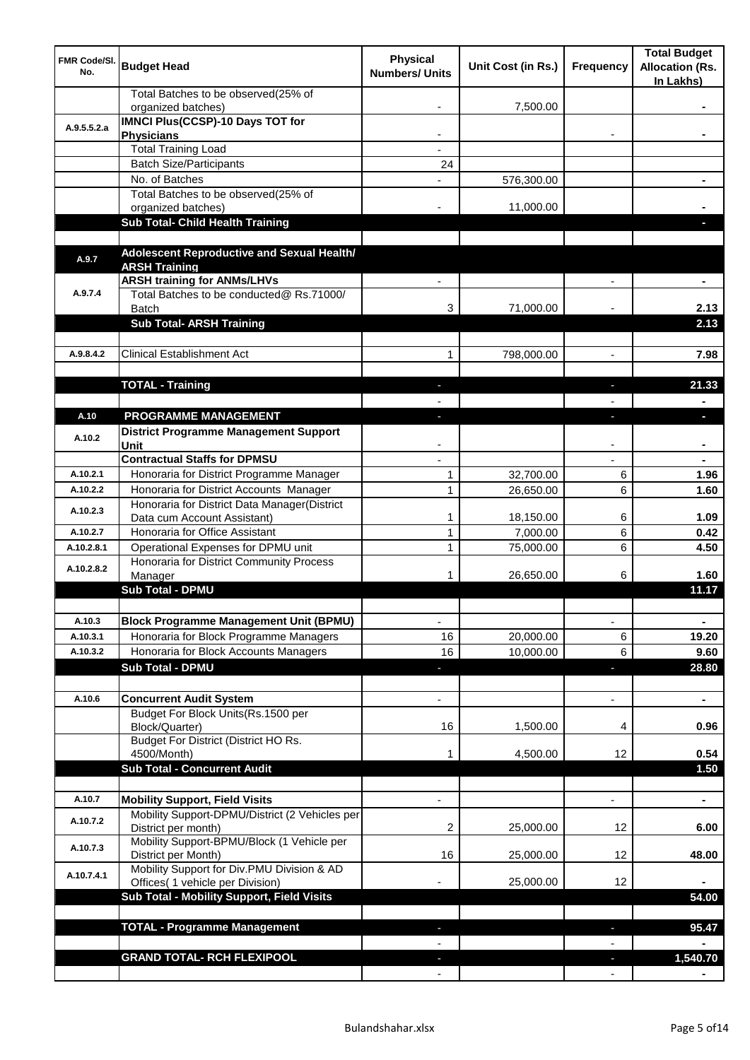| FMR Code/Sl. No. | Budget Head | Physical Numbers/ Units | Unit Cost (in Rs.) | Frequency | Total Budget Allocation (Rs. In Lakhs) |
|---|---|---|---|---|---|
| | Total Batches to be observed(25% of organized batches) | - | 7,500.00 | | - |
| A.9.5.5.2.a | **IMNCI Plus(CCSP)-10 Days TOT for Physicians** | - | | - | - |
| | Total Training Load | - | | | |
| | Batch Size/Participants | 24 | | | |
| | No. of Batches | - | 576,300.00 | | - |
| | Total Batches to be observed(25% of organized batches) | - | 11,000.00 | | - |
| | **Sub Total- Child Health Training** | | | | - |
| | | | | | |
| A.9.7 | **Adolescent Reproductive and Sexual Health/ ARSH Training** | | | | |
| A.9.7.4 | **ARSH training for ANMs/LHVs** | - | | - | - |
| | Total Batches to be conducted@ Rs.71000/ Batch | 3 | 71,000.00 | - | 2.13 |
| | **Sub Total- ARSH Training** | | | | **2.13** |
| | | | | | |
| A.9.8.4.2 | Clinical Establishment Act | 1 | 798,000.00 | - | 7.98 |
| | | | | | |
| | **TOTAL - Training** | - | | - | **21.33** |
| | | - | | - | - |
| A.10 | **PROGRAMME MANAGEMENT** | - | | - | - |
| A.10.2 | **District Programme Management Support Unit** | - | | - | - |
| | **Contractual Staffs for DPMSU** | - | | - | - |
| A.10.2.1 | Honoraria for District Programme Manager | 1 | 32,700.00 | 6 | 1.96 |
| A.10.2.2 | Honoraria for District Accounts Manager | 1 | 26,650.00 | 6 | 1.60 |
| A.10.2.3 | Honoraria for District Data Manager(District Data cum Account Assistant) | 1 | 18,150.00 | 6 | 1.09 |
| A.10.2.7 | Honoraria for Office Assistant | 1 | 7,000.00 | 6 | 0.42 |
| A.10.2.8.1 | Operational Expenses for DPMU unit | 1 | 75,000.00 | 6 | 4.50 |
| A.10.2.8.2 | Honoraria for District Community Process Manager | 1 | 26,650.00 | 6 | 1.60 |
| | **Sub Total - DPMU** | | | | **11.17** |
| | | | | | |
| A.10.3 | **Block Programme Management Unit (BPMU)** | - | | - | - |
| A.10.3.1 | Honoraria for Block Programme Managers | 16 | 20,000.00 | 6 | 19.20 |
| A.10.3.2 | Honoraria for Block Accounts Managers | 16 | 10,000.00 | 6 | 9.60 |
| | **Sub Total - DPMU** | - | | - | **28.80** |
| | | | | | |
| A.10.6 | **Concurrent Audit System** | - | | - | - |
| | Budget For Block Units(Rs.1500 per Block/Quarter) | 16 | 1,500.00 | 4 | 0.96 |
| | Budget For District (District HO Rs. 4500/Month) | 1 | 4,500.00 | 12 | 0.54 |
| | **Sub Total - Concurrent Audit** | | | | **1.50** |
| | | | | | |
| A.10.7 | **Mobility Support, Field Visits** | - | | - | - |
| A.10.7.2 | Mobility Support-DPMU/District (2 Vehicles per District per month) | 2 | 25,000.00 | 12 | 6.00 |
| A.10.7.3 | Mobility Support-BPMU/Block (1 Vehicle per District per Month) | 16 | 25,000.00 | 12 | 48.00 |
| A.10.7.4.1 | Mobility Support for Div.PMU Division & AD Offices( 1 vehicle per Division) | - | 25,000.00 | 12 | - |
| | **Sub Total - Mobility Support, Field Visits** | | | | **54.00** |
| | | | | | |
| | **TOTAL - Programme Management** | - | | - | **95.47** |
| | | - | | - | - |
| | **GRAND TOTAL- RCH FLEXIPOOL** | - | | - | **1,540.70** |
| | | - | | - | - |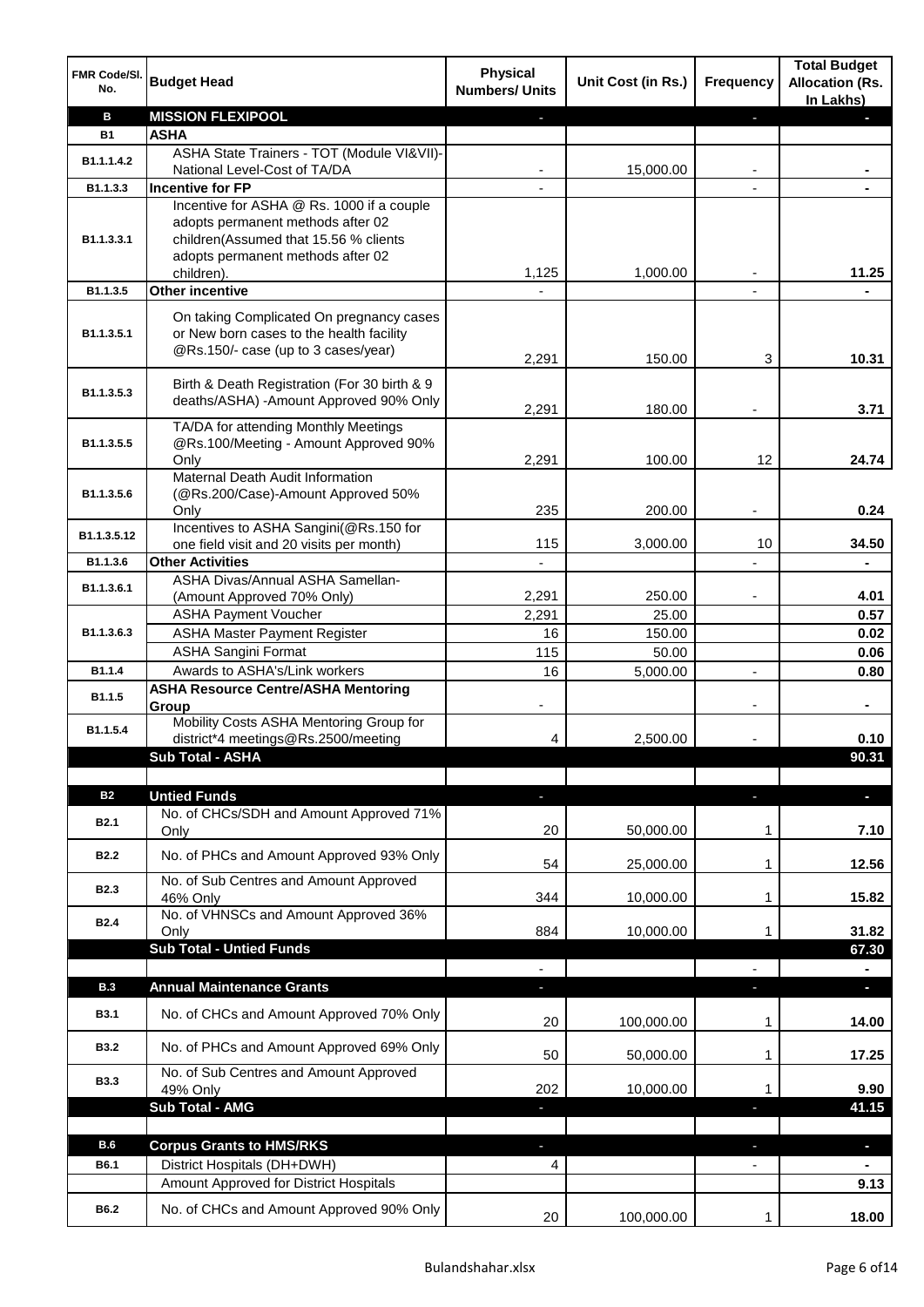| FMR Code/Sl. No. | Budget Head | Physical Numbers/ Units | Unit Cost (in Rs.) | Frequency | Total Budget Allocation (Rs. In Lakhs) |
|---|---|---|---|---|---|
| **B** | **MISSION FLEXIPOOL** | - | | - | - |
| **B1** | **ASHA** | | | | |
| B1.1.1.4.2 | ASHA State Trainers - TOT (Module VI&VII)-National Level-Cost of TA/DA | - | 15,000.00 | - | - |
| B1.1.3.3 | **Incentive for FP** | - | | - | - |
| B1.1.3.3.1 | Incentive for ASHA @ Rs. 1000 if a couple adopts permanent methods after 02 children(Assumed that 15.56 % clients adopts permanent methods after 02 children). | 1,125 | 1,000.00 | - | 11.25 |
| B1.1.3.5 | **Other incentive** | - | | - | - |
| B1.1.3.5.1 | On taking Complicated On pregnancy cases or New born cases to the health facility @Rs.150/- case (up to 3 cases/year) | 2,291 | 150.00 | 3 | 10.31 |
| B1.1.3.5.3 | Birth & Death Registration (For 30 birth & 9 deaths/ASHA) -Amount Approved 90% Only | 2,291 | 180.00 | - | 3.71 |
| B1.1.3.5.5 | TA/DA for attending Monthly Meetings @Rs.100/Meeting - Amount Approved 90% Only | 2,291 | 100.00 | 12 | 24.74 |
| B1.1.3.5.6 | Maternal Death Audit Information (@Rs.200/Case)-Amount Approved 50% Only | 235 | 200.00 | - | 0.24 |
| B1.1.3.5.12 | Incentives to ASHA Sangini(@Rs.150 for one field visit and 20 visits per month) | 115 | 3,000.00 | 10 | 34.50 |
| B1.1.3.6 | **Other Activities** | - | | - | - |
| B1.1.3.6.1 | ASHA Divas/Annual ASHA Samellan-(Amount Approved 70% Only) | 2,291 | 250.00 | - | 4.01 |
| B1.1.3.6.3 | ASHA Payment Voucher | 2,291 | 25.00 | | 0.57 |
| | ASHA Master Payment Register | 16 | 150.00 | | 0.02 |
| | ASHA Sangini Format | 115 | 50.00 | | 0.06 |
| B1.1.4 | Awards to ASHA's/Link workers | 16 | 5,000.00 | - | 0.80 |
| B1.1.5 | **ASHA Resource Centre/ASHA Mentoring Group** | - | | - | - |
| B1.1.5.4 | Mobility Costs ASHA Mentoring Group for district*4 meetings@Rs.2500/meeting | 4 | 2,500.00 | - | 0.10 |
| | **Sub Total - ASHA** | | | | **90.31** |
| | | | | | |
| **B2** | **Untied Funds** | - | | - | - |
| B2.1 | No. of CHCs/SDH and Amount Approved 71% Only | 20 | 50,000.00 | 1 | 7.10 |
| B2.2 | No. of PHCs and Amount Approved 93% Only | 54 | 25,000.00 | 1 | 12.56 |
| B2.3 | No. of Sub Centres and Amount Approved 46% Only | 344 | 10,000.00 | 1 | 15.82 |
| B2.4 | No. of VHNSCs and Amount Approved 36% Only | 884 | 10,000.00 | 1 | 31.82 |
| | **Sub Total - Untied Funds** | | | | **67.30** |
| | | - | | - | - |
| **B.3** | **Annual Maintenance Grants** | - | | - | - |
| B3.1 | No. of CHCs and Amount Approved 70% Only | 20 | 100,000.00 | 1 | 14.00 |
| B3.2 | No. of PHCs and Amount Approved 69% Only | 50 | 50,000.00 | 1 | 17.25 |
| B3.3 | No. of Sub Centres and Amount Approved 49% Only | 202 | 10,000.00 | 1 | 9.90 |
| | **Sub Total - AMG** | - | | - | **41.15** |
| | | | | | |
| **B.6** | **Corpus Grants to HMS/RKS** | - | | - | - |
| B6.1 | District Hospitals (DH+DWH) | 4 | | - | - |
| | Amount Approved for District Hospitals | | | | 9.13 |
| B6.2 | No. of CHCs and Amount Approved 90% Only | 20 | 100,000.00 | 1 | 18.00 |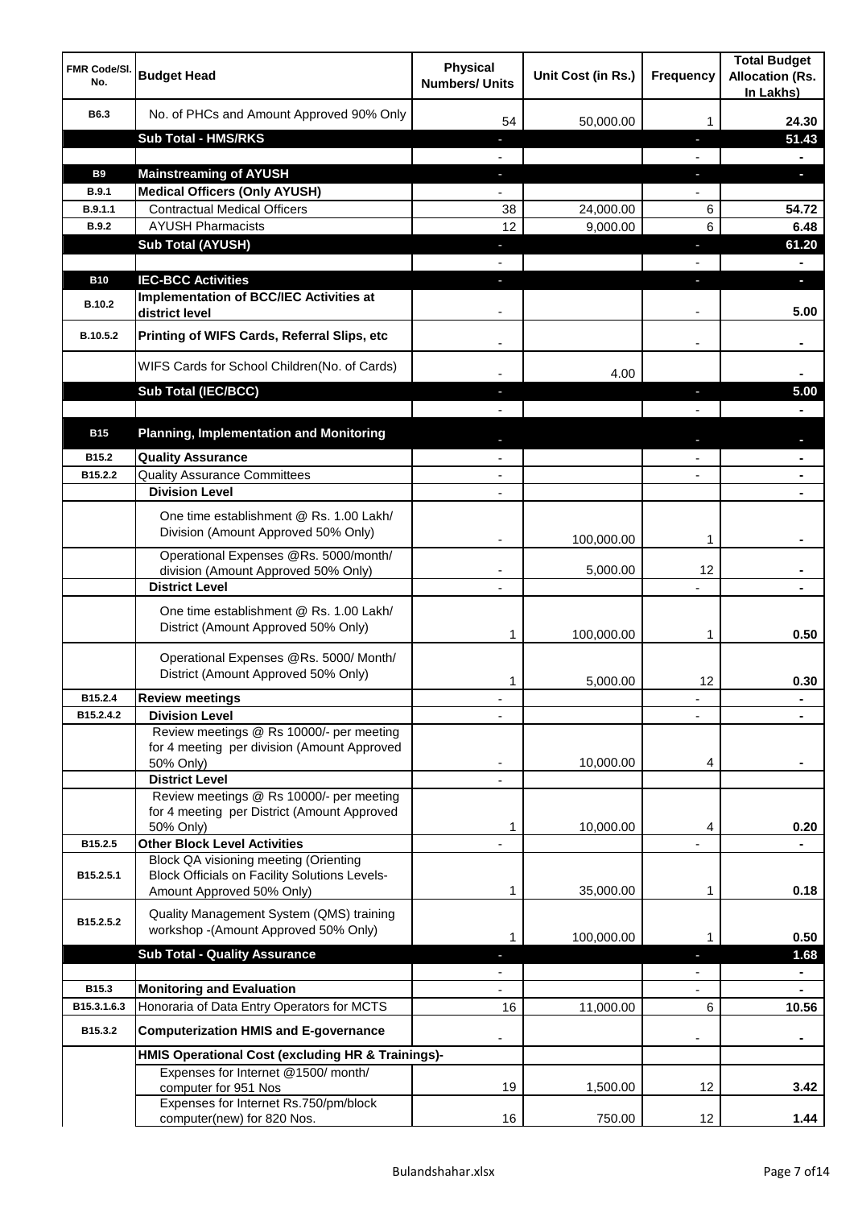| FMR Code/Sl. No. | Budget Head | Physical Numbers/ Units | Unit Cost (in Rs.) | Frequency | Total Budget Allocation (Rs. In Lakhs) |
|---|---|---|---|---|---|
| B6.3 | No. of PHCs and Amount Approved 90% Only | 54 | 50,000.00 | 1 | 24.30 |
| | **Sub Total - HMS/RKS** | - | | - | **51.43** |
| | | - | | - | - |
| **B9** | **Mainstreaming of AYUSH** | - | | - | - |
| B.9.1 | **Medical Officers (Only AYUSH)** | - | | - | |
| B.9.1.1 | Contractual Medical Officers | 38 | 24,000.00 | 6 | 54.72 |
| B.9.2 | AYUSH Pharmacists | 12 | 9,000.00 | 6 | 6.48 |
| | **Sub Total (AYUSH)** | - | | - | **61.20** |
| | | - | | - | - |
| **B10** | **IEC-BCC Activities** | - | | - | - |
| B.10.2 | **Implementation of BCC/IEC Activities at district level** | - | | - | 5.00 |
| B.10.5.2 | **Printing of WIFS Cards, Referral Slips, etc** | - | | - | - |
| | WIFS Cards for School Children(No. of Cards) | - | 4.00 | | - |
| | **Sub Total (IEC/BCC)** | - | | - | **5.00** |
| | | - | | - | - |
| **B15** | **Planning, Implementation and Monitoring** | - | | - | - |
| B15.2 | **Quality Assurance** | - | | - | - |
| B15.2.2 | Quality Assurance Committees | - | | - | - |
| | **Division Level** | - | | | - |
| | One time establishment @ Rs. 1.00 Lakh/ Division (Amount Approved 50% Only) | - | 100,000.00 | 1 | - |
| | Operational Expenses @Rs. 5000/month/ division (Amount Approved 50% Only) | - | 5,000.00 | 12 | - |
| | **District Level** | - | | - | - |
| | One time establishment @ Rs. 1.00 Lakh/ District (Amount Approved 50% Only) | 1 | 100,000.00 | 1 | 0.50 |
| | Operational Expenses @Rs. 5000/ Month/ District (Amount Approved 50% Only) | 1 | 5,000.00 | 12 | 0.30 |
| B15.2.4 | **Review meetings** | - | | - | - |
| B15.2.4.2 | **Division Level** | - | | - | - |
| | Review meetings @ Rs 10000/- per meeting for 4 meeting per division (Amount Approved 50% Only) | - | 10,000.00 | 4 | - |
| | **District Level** | - | | | |
| | Review meetings @ Rs 10000/- per meeting for 4 meeting per District (Amount Approved 50% Only) | 1 | 10,000.00 | 4 | 0.20 |
| B15.2.5 | **Other Block Level Activities** | - | | - | - |
| B15.2.5.1 | Block QA visioning meeting (Orienting Block Officials on Facility Solutions Levels- Amount Approved 50% Only) | 1 | 35,000.00 | 1 | 0.18 |
| B15.2.5.2 | Quality Management System (QMS) training workshop -(Amount Approved 50% Only) | 1 | 100,000.00 | 1 | 0.50 |
| | **Sub Total - Quality Assurance** | - | | - | **1.68** |
| | | - | | - | - |
| B15.3 | **Monitoring and Evaluation** | - | | - | - |
| B15.3.1.6.3 | Honoraria of Data Entry Operators for MCTS | 16 | 11,000.00 | 6 | 10.56 |
| B15.3.2 | **Computerization HMIS and E-governance** | - | | - | - |
| | **HMIS Operational Cost (excluding HR & Trainings)-** | | | | |
| | Expenses for Internet @1500/ month/ computer for 951 Nos | 19 | 1,500.00 | 12 | 3.42 |
| | Expenses for Internet Rs.750/pm/block computer(new) for 820 Nos. | 16 | 750.00 | 12 | 1.44 |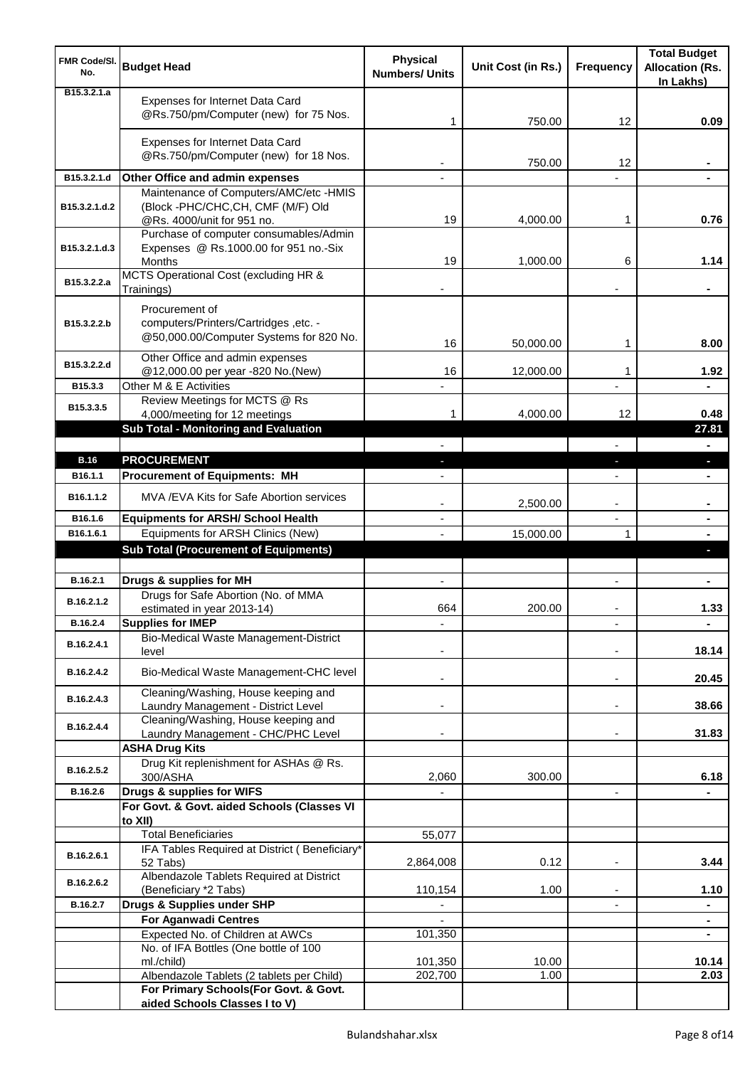| FMR Code/Sl. No. | Budget Head | Physical Numbers/ Units | Unit Cost (in Rs.) | Frequency | Total Budget Allocation (Rs. In Lakhs) |
|---|---|---|---|---|---|
| B15.3.2.1.a | Expenses for Internet Data Card @Rs.750/pm/Computer (new) for 75 Nos. | 1 | 750.00 | 12 | 0.09 |
| | Expenses for Internet Data Card @Rs.750/pm/Computer (new) for 18 Nos. | - | 750.00 | 12 | - |
| B15.3.2.1.d | **Other Office and admin expenses** | - | | - | - |
| B15.3.2.1.d.2 | Maintenance of Computers/AMC/etc -HMIS (Block -PHC/CHC,CH, CMF (M/F) Old @Rs. 4000/unit for 951 no. | 19 | 4,000.00 | 1 | 0.76 |
| B15.3.2.1.d.3 | Purchase of computer consumables/Admin Expenses @ Rs.1000.00 for 951 no.-Six Months | 19 | 1,000.00 | 6 | 1.14 |
| B15.3.2.2.a | MCTS Operational Cost (excluding HR & Trainings) | - | | - | - |
| B15.3.2.2.b | Procurement of computers/Printers/Cartridges ,etc. - @50,000.00/Computer Systems for 820 No. | 16 | 50,000.00 | 1 | 8.00 |
| B15.3.2.2.d | Other Office and admin expenses @12,000.00 per year -820 No.(New) | 16 | 12,000.00 | 1 | 1.92 |
| B15.3.3 | Other M & E Activities | - | | - | - |
| B15.3.3.5 | Review Meetings for MCTS @ Rs 4,000/meeting for 12 meetings | 1 | 4,000.00 | 12 | 0.48 |
| | **Sub Total - Monitoring and Evaluation** | | | | **27.81** |
| | | - | | - | - |
| **B.16** | **PROCUREMENT** | - | | - | - |
| B16.1.1 | **Procurement of Equipments: MH** | - | | - | - |
| B16.1.1.2 | MVA /EVA Kits for Safe Abortion services | - | 2,500.00 | - | - |
| B16.1.6 | **Equipments for ARSH/ School Health** | - | | - | - |
| B16.1.6.1 | Equipments for ARSH Clinics (New) | - | 15,000.00 | 1 | - |
| | **Sub Total (Procurement of Equipments)** | | | | - |
| | | | | | |
| B.16.2.1 | **Drugs & supplies for MH** | - | | - | - |
| B.16.2.1.2 | Drugs for Safe Abortion (No. of MMA estimated in year 2013-14) | 664 | 200.00 | - | 1.33 |
| B.16.2.4 | **Supplies for IMEP** | - | | - | - |
| B.16.2.4.1 | Bio-Medical Waste Management-District level | - | | - | 18.14 |
| B.16.2.4.2 | Bio-Medical Waste Management-CHC level | - | | - | 20.45 |
| B.16.2.4.3 | Cleaning/Washing, House keeping and Laundry Management - District Level | - | | - | 38.66 |
| B.16.2.4.4 | Cleaning/Washing, House keeping and Laundry Management - CHC/PHC Level | - | | - | 31.83 |
| | **ASHA Drug Kits** | | | | |
| B.16.2.5.2 | Drug Kit replenishment for ASHAs @ Rs. 300/ASHA | 2,060 | 300.00 | | 6.18 |
| B.16.2.6 | **Drugs & supplies for WIFS** | - | | - | - |
| | **For Govt. & Govt. aided Schools (Classes VI to XII)** | | | | |
| | Total Beneficiaries | 55,077 | | | |
| B.16.2.6.1 | IFA Tables Required at District ( Beneficiary* 52 Tabs) | 2,864,008 | 0.12 | - | 3.44 |
| B.16.2.6.2 | Albendazole Tablets Required at District (Beneficiary *2 Tabs) | 110,154 | 1.00 | - | 1.10 |
| B.16.2.7 | **Drugs & Supplies under SHP** | - | | - | - |
| | **For Aganwadi Centres** | - | | | - |
| | Expected No. of Children at AWCs | 101,350 | | | - |
| | No. of IFA Bottles (One bottle of 100 ml./child) | 101,350 | 10.00 | | 10.14 |
| | Albendazole Tablets (2 tablets per Child) | 202,700 | 1.00 | | 2.03 |
| | **For Primary Schools(For Govt. & Govt. aided Schools Classes I to V)** | | | | |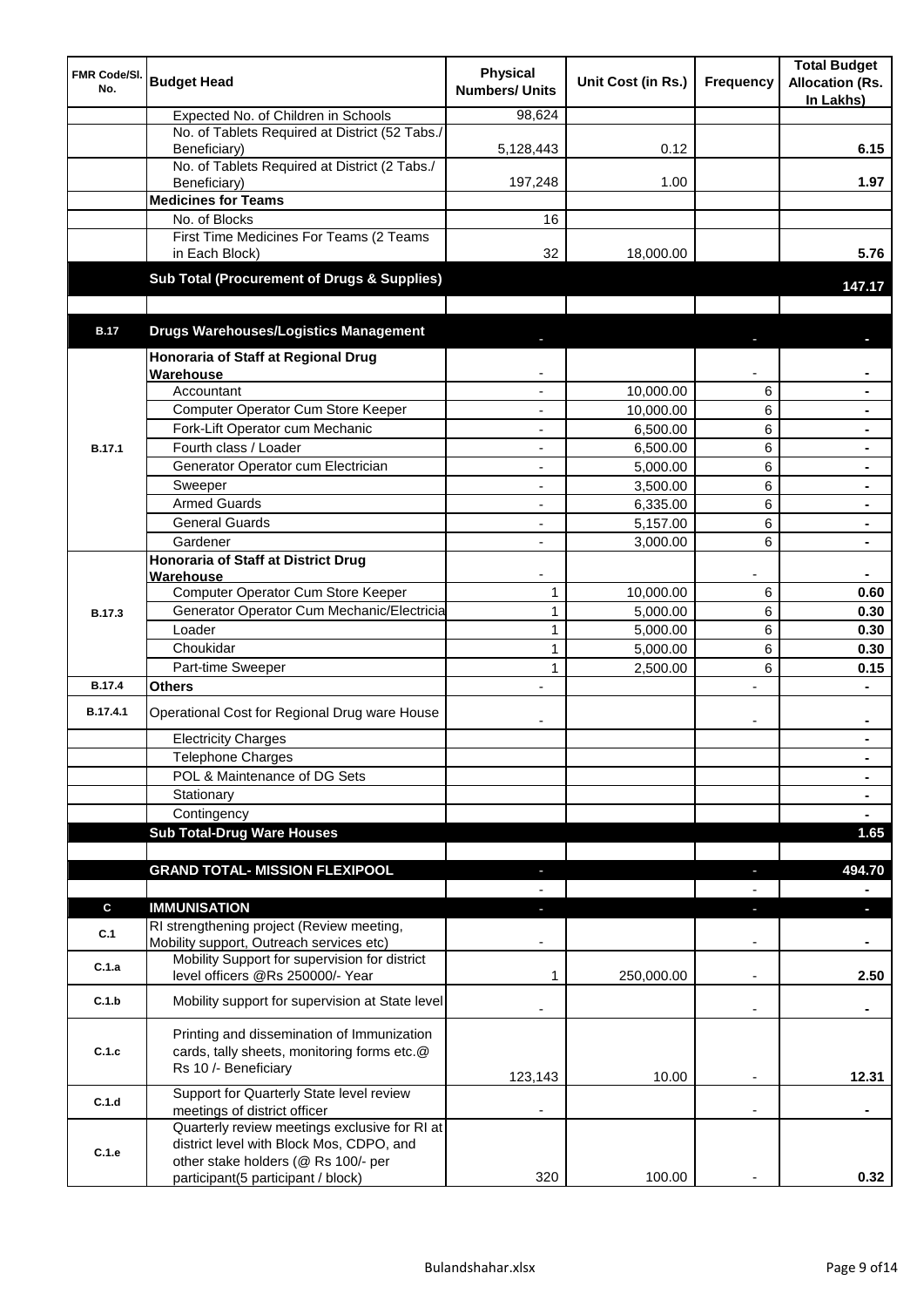| FMR Code/Sl. No. | Budget Head | Physical Numbers/ Units | Unit Cost (in Rs.) | Frequency | Total Budget Allocation (Rs. In Lakhs) |
|---|---|---|---|---|---|
| | Expected No. of Children in Schools | 98,624 | | | |
| | No. of Tablets Required at District (52 Tabs./ Beneficiary) | 5,128,443 | 0.12 | | 6.15 |
| | No. of Tablets Required at District (2 Tabs./ Beneficiary) | 197,248 | 1.00 | | 1.97 |
| | **Medicines for Teams** | | | | |
| | No. of Blocks | 16 | | | |
| | First Time Medicines For Teams (2 Teams in Each Block) | 32 | 18,000.00 | | 5.76 |
| | **Sub Total (Procurement of Drugs & Supplies)** | | | | **147.17** |
| | | | | | |
| **B.17** | **Drugs Warehouses/Logistics Management** | - | | - | - |
| B.17.1 | **Honoraria of Staff at Regional Drug Warehouse** | - | | - | - |
| | Accountant | - | 10,000.00 | 6 | - |
| | Computer Operator Cum Store Keeper | - | 10,000.00 | 6 | - |
| | Fork-Lift Operator cum Mechanic | - | 6,500.00 | 6 | - |
| | Fourth class / Loader | - | 6,500.00 | 6 | - |
| | Generator Operator cum Electrician | - | 5,000.00 | 6 | - |
| | Sweeper | - | 3,500.00 | 6 | - |
| | Armed Guards | - | 6,335.00 | 6 | - |
| | General Guards | - | 5,157.00 | 6 | - |
| | Gardener | - | 3,000.00 | 6 | - |
| B.17.3 | **Honoraria of Staff at District Drug Warehouse** | - | | - | - |
| | Computer Operator Cum Store Keeper | 1 | 10,000.00 | 6 | 0.60 |
| | Generator Operator Cum Mechanic/Electricia | 1 | 5,000.00 | 6 | 0.30 |
| | Loader | 1 | 5,000.00 | 6 | 0.30 |
| | Choukidar | 1 | 5,000.00 | 6 | 0.30 |
| | Part-time Sweeper | 1 | 2,500.00 | 6 | 0.15 |
| B.17.4 | **Others** | - | | - | - |
| B.17.4.1 | Operational Cost for Regional Drug ware House | - | | - | - |
| | Electricity Charges | | | | - |
| | Telephone Charges | | | | - |
| | POL & Maintenance of DG Sets | | | | - |
| | Stationary | | | | - |
| | Contingency | | | | - |
| | **Sub Total-Drug Ware Houses** | | | | **1.65** |
| | | | | | |
| | **GRAND TOTAL- MISSION FLEXIPOOL** | - | | - | **494.70** |
| | | - | | - | - |
| **C** | **IMMUNISATION** | - | | - | - |
| C.1 | RI strengthening project (Review meeting, Mobility support, Outreach services etc) | - | | - | - |
| C.1.a | Mobility Support for supervision for district level officers @Rs 250000/- Year | 1 | 250,000.00 | - | 2.50 |
| C.1.b | Mobility support for supervision at State level | - | | - | - |
| C.1.c | Printing and dissemination of Immunization cards, tally sheets, monitoring forms etc.@ Rs 10 /- Beneficiary | 123,143 | 10.00 | - | 12.31 |
| C.1.d | Support for Quarterly State level review meetings of district officer | - | | - | - |
| C.1.e | Quarterly review meetings exclusive for RI at district level with Block Mos, CDPO, and other stake holders (@ Rs 100/- per participant(5 participant / block) | 320 | 100.00 | - | 0.32 |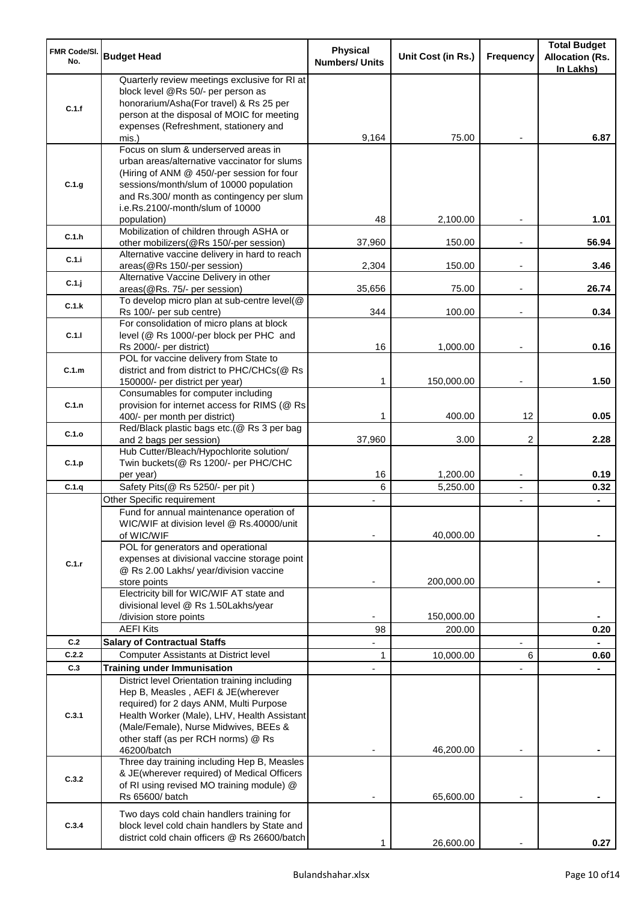| FMR Code/Sl. No. | Budget Head | Physical Numbers/ Units | Unit Cost (in Rs.) | Frequency | Total Budget Allocation (Rs. In Lakhs) |
|---|---|---|---|---|---|
| C.1.f | Quarterly review meetings exclusive for RI at block level @Rs 50/- per person as honorarium/Asha(For travel) & Rs 25 per person at the disposal of MOIC for meeting expenses (Refreshment, stationery and mis.) | 9,164 | 75.00 | - | 6.87 |
| C.1.g | Focus on slum & underserved areas in urban areas/alternative vaccinator for slums (Hiring of ANM @ 450/-per session for four sessions/month/slum of 10000 population and Rs.300/ month as contingency per slum i.e.Rs.2100/-month/slum of 10000 population) | 48 | 2,100.00 | - | 1.01 |
| C.1.h | Mobilization of children through ASHA or other mobilizers(@Rs 150/-per session) | 37,960 | 150.00 | - | 56.94 |
| C.1.i | Alternative vaccine delivery in hard to reach areas(@Rs 150/-per session) | 2,304 | 150.00 | - | 3.46 |
| C.1.j | Alternative Vaccine Delivery in other areas(@Rs. 75/- per session) | 35,656 | 75.00 | - | 26.74 |
| C.1.k | To develop micro plan at sub-centre level(@ Rs 100/- per sub centre) | 344 | 100.00 | - | 0.34 |
| C.1.l | For consolidation of micro plans at block level (@ Rs 1000/-per block per PHC and Rs 2000/- per district) | 16 | 1,000.00 | - | 0.16 |
| C.1.m | POL for vaccine delivery from State to district and from district to PHC/CHCs(@ Rs 150000/- per district per year) | 1 | 150,000.00 | - | 1.50 |
| C.1.n | Consumables for computer including provision for internet access for RIMS (@ Rs 400/- per month per district) | 1 | 400.00 | 12 | 0.05 |
| C.1.o | Red/Black plastic bags etc.(@ Rs 3 per bag and 2 bags per session) | 37,960 | 3.00 | 2 | 2.28 |
| C.1.p | Hub Cutter/Bleach/Hypochlorite solution/ Twin buckets(@ Rs 1200/- per PHC/CHC per year) | 16 | 1,200.00 | - | 0.19 |
| C.1.q | Safety Pits(@ Rs 5250/- per pit ) | 6 | 5,250.00 | - | 0.32 |
| C.1.r | Other Specific requirement | - | | - | - |
| | Fund for annual maintenance operation of WIC/WIF at division level @ Rs.40000/unit of WIC/WIF | - | 40,000.00 | | - |
| | POL for generators and operational expenses at divisional vaccine storage point @ Rs 2.00 Lakhs/ year/division vaccine store points | - | 200,000.00 | | - |
| | Electricity bill for WIC/WIF AT state and divisional level @ Rs 1.50Lakhs/year /division store points | - | 150,000.00 | | - |
| | AEFI Kits | 98 | 200.00 | | 0.20 |
| C.2 | **Salary of Contractual Staffs** | - | | - | - |
| C.2.2 | Computer Assistants at District level | 1 | 10,000.00 | 6 | 0.60 |
| C.3 | **Training under Immunisation** | - | | - | - |
| C.3.1 | District level Orientation training including Hep B, Measles , AEFI & JE(wherever required) for 2 days ANM, Multi Purpose Health Worker (Male), LHV, Health Assistant (Male/Female), Nurse Midwives, BEEs & other staff (as per RCH norms) @ Rs 46200/batch | - | 46,200.00 | - | - |
| C.3.2 | Three day training including Hep B, Measles & JE(wherever required) of Medical Officers of RI using revised MO training module) @ Rs 65600/ batch | - | 65,600.00 | - | - |
| C.3.4 | Two days cold chain handlers training for block level cold chain handlers by State and district cold chain officers @ Rs 26600/batch | 1 | 26,600.00 | - | 0.27 |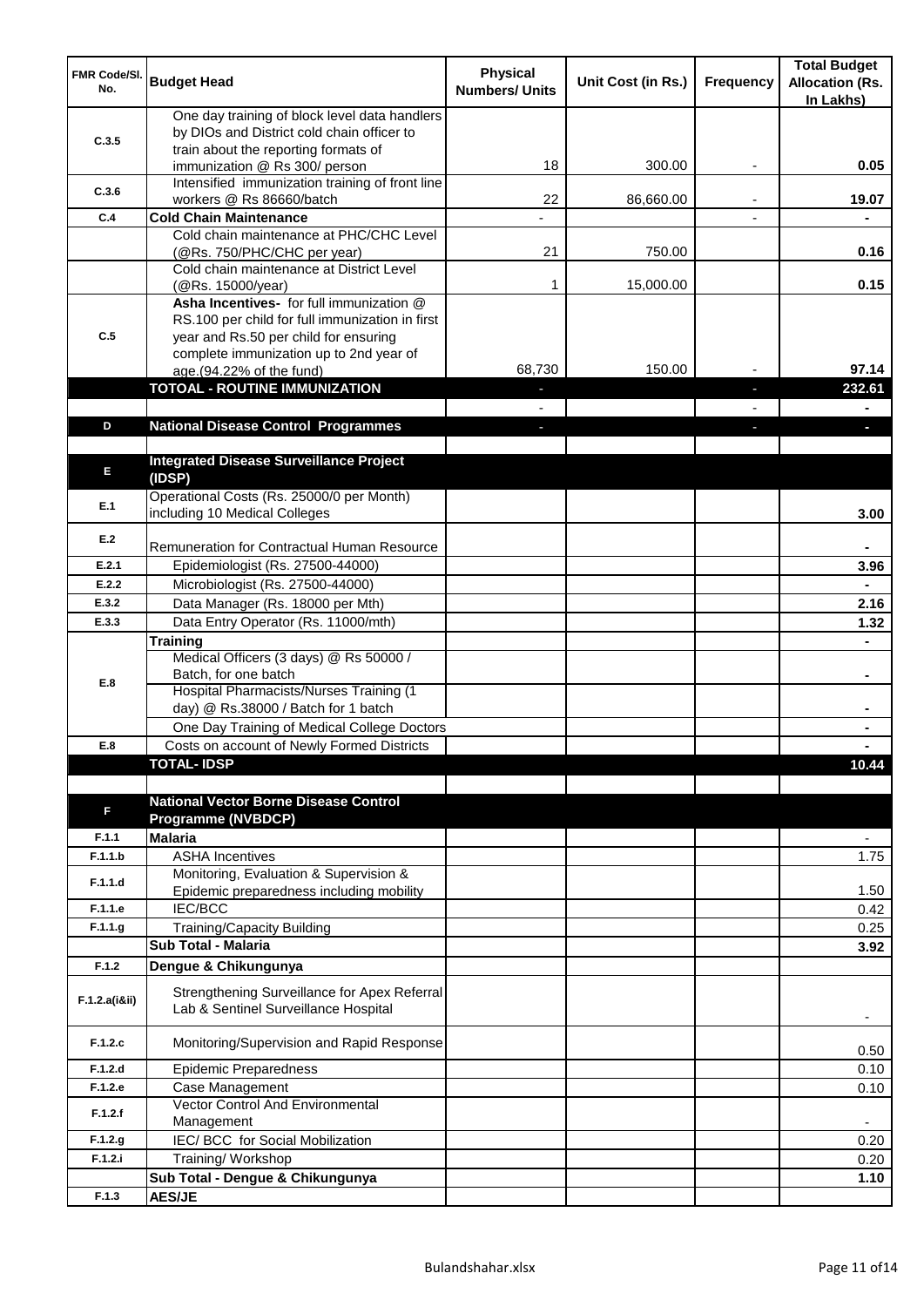| FMR Code/Sl. No. | Budget Head | Physical Numbers/ Units | Unit Cost (in Rs.) | Frequency | Total Budget Allocation (Rs. In Lakhs) |
|---|---|---|---|---|---|
| C.3.5 | One day training of block level data handlers by DIOs and District cold chain officer to train about the reporting formats of immunization @ Rs 300/ person | 18 | 300.00 | - | 0.05 |
| C.3.6 | Intensified immunization training of front line workers @ Rs 86660/batch | 22 | 86,660.00 | - | 19.07 |
| C.4 | **Cold Chain Maintenance** | - | | - | - |
| | Cold chain maintenance at PHC/CHC Level (@Rs. 750/PHC/CHC per year) | 21 | 750.00 | | 0.16 |
| | Cold chain maintenance at District Level (@Rs. 15000/year) | 1 | 15,000.00 | | 0.15 |
| C.5 | **Asha Incentives-** for full immunization @ RS.100 per child for full immunization in first year and Rs.50 per child for ensuring complete immunization up to 2nd year of age.(94.22% of the fund) | 68,730 | 150.00 | - | 97.14 |
| | **TOTOAL - ROUTINE IMMUNIZATION** | - | | - | **232.61** |
| | | - | | - | - |
| D | **National Disease Control Programmes** | - | | - | - |
| | | | | | |
| E | **Integrated Disease Surveillance Project (IDSP)** | | | | |
| E.1 | Operational Costs (Rs. 25000/0 per Month) including 10 Medical Colleges | | | | 3.00 |
| E.2 | Remuneration for Contractual Human Resource | | | | - |
| E.2.1 | Epidemiologist (Rs. 27500-44000) | | | | 3.96 |
| E.2.2 | Microbiologist (Rs. 27500-44000) | | | | - |
| E.3.2 | Data Manager (Rs. 18000 per Mth) | | | | 2.16 |
| E.3.3 | Data Entry Operator (Rs. 11000/mth) | | | | 1.32 |
| E.8 | **Training** | | | | - |
| | Medical Officers (3 days) @ Rs 50000 / Batch, for one batch | | | | - |
| | Hospital Pharmacists/Nurses Training (1 day) @ Rs.38000 / Batch for 1 batch | | | | - |
| | One Day Training of Medical College Doctors | | | | - |
| E.8 | Costs on account of Newly Formed Districts | | | | - |
| | **TOTAL- IDSP** | | | | **10.44** |
| | | | | | |
| F | **National Vector Borne Disease Control Programme (NVBDCP)** | | | | |
| F.1.1 | **Malaria** | | | | - |
| F.1.1.b | ASHA Incentives | | | | 1.75 |
| F.1.1.d | Monitoring, Evaluation & Supervision & Epidemic preparedness including mobility | | | | 1.50 |
| F.1.1.e | IEC/BCC | | | | 0.42 |
| F.1.1.g | Training/Capacity Building | | | | 0.25 |
| | **Sub Total - Malaria** | | | | **3.92** |
| F.1.2 | **Dengue & Chikungunya** | | | | |
| F.1.2.a(i&ii) | Strengthening Surveillance for Apex Referral Lab & Sentinel Surveillance Hospital | | | | - |
| F.1.2.c | Monitoring/Supervision and Rapid Response | | | | 0.50 |
| F.1.2.d | Epidemic Preparedness | | | | 0.10 |
| F.1.2.e | Case Management | | | | 0.10 |
| F.1.2.f | Vector Control And Environmental Management | | | | - |
| F.1.2.g | IEC/ BCC for Social Mobilization | | | | 0.20 |
| F.1.2.i | Training/ Workshop | | | | 0.20 |
| | **Sub Total - Dengue & Chikungunya** | | | | **1.10** |
| F.1.3 | **AES/JE** | | | | |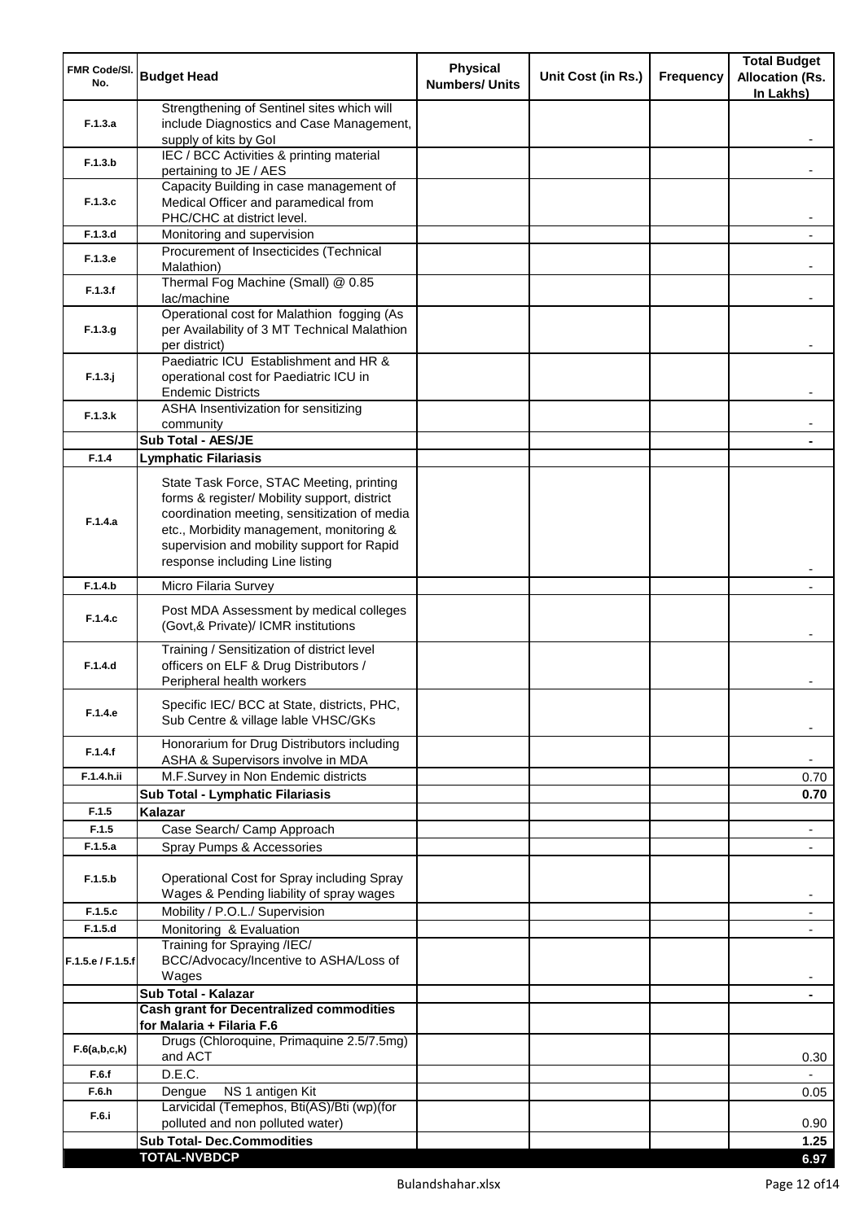| FMR Code/Sl. No. | Budget Head | Physical Numbers/ Units | Unit Cost (in Rs.) | Frequency | Total Budget Allocation (Rs. In Lakhs) |
|---|---|---|---|---|---|
| F.1.3.a | Strengthening of Sentinel sites which will include Diagnostics and Case Management, supply of kits by GoI | | | | - |
| F.1.3.b | IEC / BCC Activities & printing material pertaining to JE / AES | | | | - |
| F.1.3.c | Capacity Building in case management of Medical Officer and paramedical from PHC/CHC at district level. | | | | - |
| F.1.3.d | Monitoring and supervision | | | | - |
| F.1.3.e | Procurement of Insecticides (Technical Malathion) | | | | - |
| F.1.3.f | Thermal Fog Machine (Small) @ 0.85 lac/machine | | | | - |
| F.1.3.g | Operational cost for Malathion fogging (As per Availability of 3 MT Technical Malathion per district) | | | | - |
| F.1.3.j | Paediatric ICU Establishment and HR & operational cost for Paediatric ICU in Endemic Districts | | | | - |
| F.1.3.k | ASHA Insentivization for sensitizing community | | | | - |
| | **Sub Total - AES/JE** | | | | **-** |
| F.1.4 | **Lymphatic Filariasis** | | | | |
| F.1.4.a | State Task Force, STAC Meeting, printing forms & register/ Mobility support, district coordination meeting, sensitization of media etc., Morbidity management, monitoring & supervision and mobility support for Rapid response including Line listing | | | | - |
| F.1.4.b | Micro Filaria Survey | | | | - |
| F.1.4.c | Post MDA Assessment by medical colleges (Govt,& Private)/ ICMR institutions | | | | - |
| F.1.4.d | Training / Sensitization of district level officers on ELF & Drug Distributors / Peripheral health workers | | | | - |
| F.1.4.e | Specific IEC/ BCC at State, districts, PHC, Sub Centre & village lable VHSC/GKs | | | | - |
| F.1.4.f | Honorarium for Drug Distributors including ASHA & Supervisors involve in MDA | | | | - |
| F.1.4.h.ii | M.F.Survey in Non Endemic districts | | | | 0.70 |
| | **Sub Total - Lymphatic Filariasis** | | | | **0.70** |
| F.1.5 | **Kalazar** | | | | |
| F.1.5 | Case Search/ Camp Approach | | | | - |
| F.1.5.a | Spray Pumps & Accessories | | | | - |
| F.1.5.b | Operational Cost for Spray including Spray Wages & Pending liability of spray wages | | | | - |
| F.1.5.c | Mobility / P.O.L./ Supervision | | | | - |
| F.1.5.d | Monitoring & Evaluation | | | | - |
| F.1.5.e / F.1.5.f | Training for Spraying /IEC/ BCC/Advocacy/Incentive to ASHA/Loss of Wages | | | | - |
| | **Sub Total - Kalazar** | | | | **-** |
| | **Cash grant for Decentralized commodities for Malaria + Filaria F.6** | | | | |
| F.6(a,b,c,k) | Drugs (Chloroquine, Primaquine 2.5/7.5mg) and ACT | | | | 0.30 |
| F.6.f | D.E.C. | | | | - |
| F.6.h | Dengue NS 1 antigen Kit | | | | 0.05 |
| F.6.i | Larvicidal (Temephos, Bti(AS)/Bti (wp)(for polluted and non polluted water) | | | | 0.90 |
| | **Sub Total- Dec.Commodities** | | | | **1.25** |
| | **TOTAL-NVBDCP** | | | | **6.97** |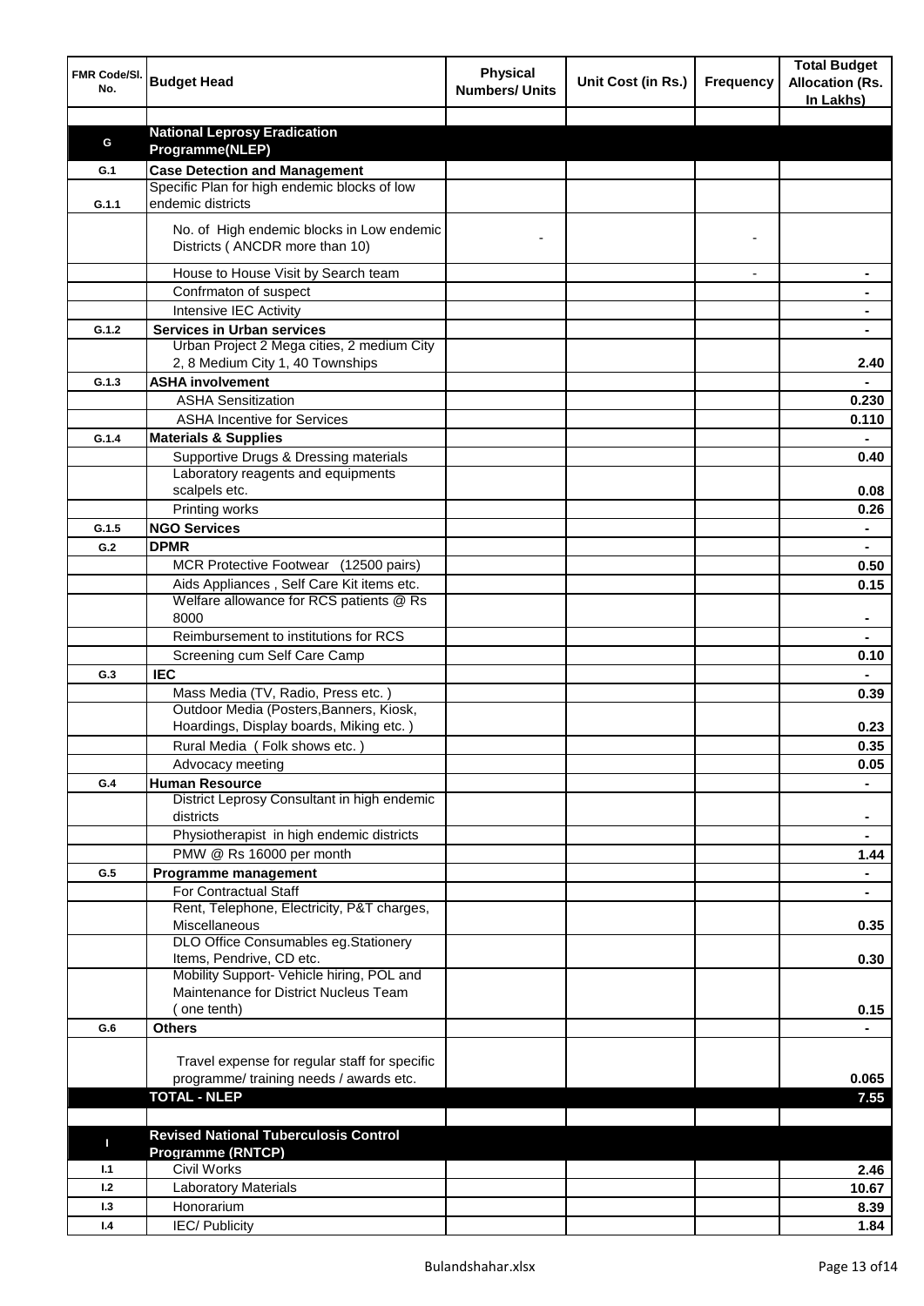| FMR Code/Sl. No. | Budget Head | Physical Numbers/ Units | Unit Cost (in Rs.) | Frequency | Total Budget Allocation (Rs. In Lakhs) |
|---|---|---|---|---|---|
| | | | | | |
| **G** | **National Leprosy Eradication Programme(NLEP)** | | | | |
| **G.1** | **Case Detection and Management** | | | | |
| **G.1.1** | Specific Plan for high endemic blocks of low endemic districts | | | | |
| | No. of High endemic blocks in Low endemic Districts ( ANCDR more than 10) | - | | - | |
| | House to House Visit by Search team | | | - | - |
| | Confrmaton of suspect | | | | - |
| | Intensive IEC Activity | | | | - |
| **G.1.2** | **Services in Urban services** | | | | - |
| | Urban Project 2 Mega cities, 2 medium City 2, 8 Medium City 1, 40 Townships | | | | 2.40 |
| **G.1.3** | **ASHA involvement** | | | | - |
| | ASHA Sensitization | | | | 0.230 |
| | ASHA Incentive for Services | | | | 0.110 |
| **G.1.4** | **Materials & Supplies** | | | | - |
| | Supportive Drugs & Dressing materials | | | | 0.40 |
| | Laboratory reagents and equipments scalpels etc. | | | | 0.08 |
| | Printing works | | | | 0.26 |
| **G.1.5** | **NGO Services** | | | | - |
| **G.2** | **DPMR** | | | | - |
| | MCR Protective Footwear (12500 pairs) | | | | 0.50 |
| | Aids Appliances , Self Care Kit items etc. | | | | 0.15 |
| | Welfare allowance for RCS patients @ Rs 8000 | | | | - |
| | Reimbursement to institutions for RCS | | | | - |
| | Screening cum Self Care Camp | | | | 0.10 |
| **G.3** | **IEC** | | | | - |
| | Mass Media (TV, Radio, Press etc. ) | | | | 0.39 |
| | Outdoor Media (Posters,Banners, Kiosk, Hoardings, Display boards, Miking etc. ) | | | | 0.23 |
| | Rural Media ( Folk shows etc. ) | | | | 0.35 |
| | Advocacy meeting | | | | 0.05 |
| **G.4** | **Human Resource** | | | | - |
| | District Leprosy Consultant in high endemic districts | | | | - |
| | Physiotherapist in high endemic districts | | | | - |
| | PMW @ Rs 16000 per month | | | | 1.44 |
| **G.5** | **Programme management** | | | | - |
| | For Contractual Staff | | | | - |
| | Rent, Telephone, Electricity, P&T charges, Miscellaneous | | | | 0.35 |
| | DLO Office Consumables eg.Stationery Items, Pendrive, CD etc. | | | | 0.30 |
| | Mobility Support- Vehicle hiring, POL and Maintenance for District Nucleus Team ( one tenth) | | | | 0.15 |
| **G.6** | **Others** | | | | - |
| | Travel expense for regular staff for specific programme/ training needs / awards etc. | | | | 0.065 |
| | **TOTAL - NLEP** | | | | **7.55** |
| | | | | | |
| **I** | **Revised National Tuberculosis Control Programme (RNTCP)** | | | | |
| **I.1** | Civil Works | | | | 2.46 |
| **I.2** | Laboratory Materials | | | | 10.67 |
| **I.3** | Honorarium | | | | 8.39 |
| **I.4** | IEC/ Publicity | | | | 1.84 |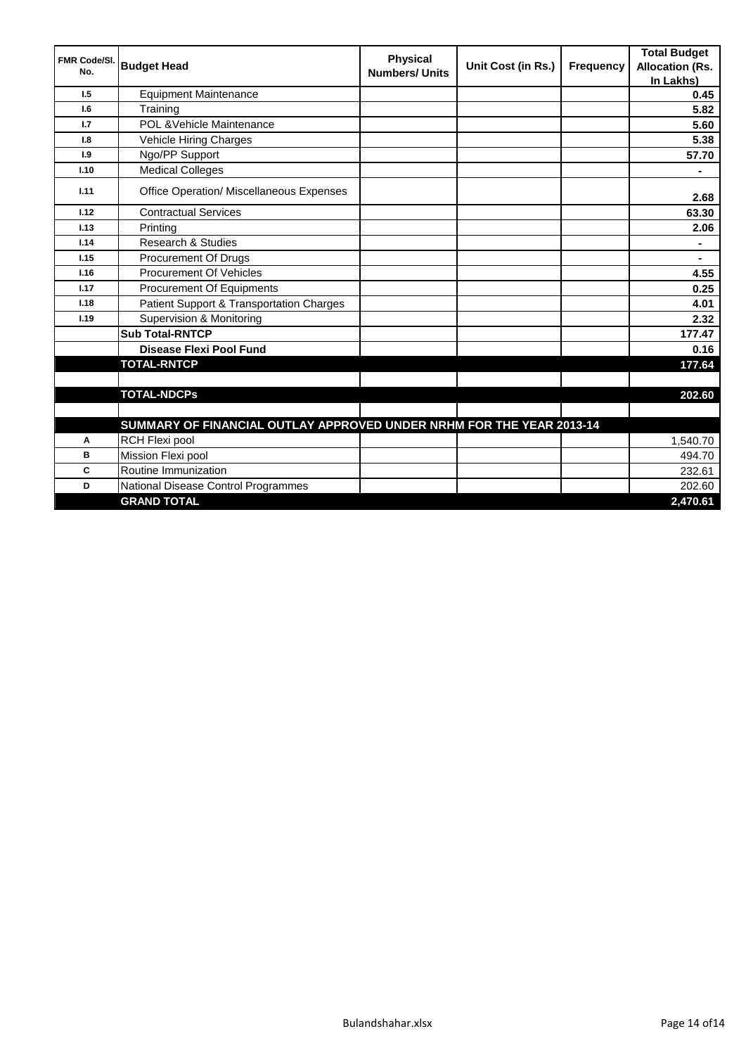| FMR Code/Sl. No. | Budget Head | Physical Numbers/ Units | Unit Cost (in Rs.) | Frequency | Total Budget Allocation (Rs. In Lakhs) |
|---|---|---|---|---|---|
| I.5 | Equipment Maintenance | | | | **0.45** |
| I.6 | Training | | | | **5.82** |
| I.7 | POL &Vehicle Maintenance | | | | **5.60** |
| I.8 | Vehicle Hiring Charges | | | | **5.38** |
| I.9 | Ngo/PP Support | | | | **57.70** |
| I.10 | Medical Colleges | | | | **-** |
| I.11 | Office Operation/ Miscellaneous Expenses | | | | **2.68** |
| I.12 | Contractual Services | | | | **63.30** |
| I.13 | Printing | | | | **2.06** |
| I.14 | Research & Studies | | | | **-** |
| I.15 | Procurement Of Drugs | | | | **-** |
| I.16 | Procurement Of Vehicles | | | | **4.55** |
| I.17 | Procurement Of Equipments | | | | **0.25** |
| I.18 | Patient Support & Transportation Charges | | | | **4.01** |
| I.19 | Supervision & Monitoring | | | | **2.32** |
| | **Sub Total-RNTCP** | | | | **177.47** |
| | **Disease Flexi Pool Fund** | | | | **0.16** |
| | **TOTAL-RNTCP** | | | | **177.64** |
| | | | | | |
| | **TOTAL-NDCPs** | | | | **202.60** |
| | | | | | |
| | **SUMMARY OF FINANCIAL OUTLAY APPROVED UNDER NRHM FOR THE YEAR 2013-14** | | | | |
| A | RCH Flexi pool | | | | 1,540.70 |
| B | Mission Flexi pool | | | | 494.70 |
| C | Routine Immunization | | | | 232.61 |
| D | National Disease Control Programmes | | | | 202.60 |
| | **GRAND TOTAL** | | | | **2,470.61** |